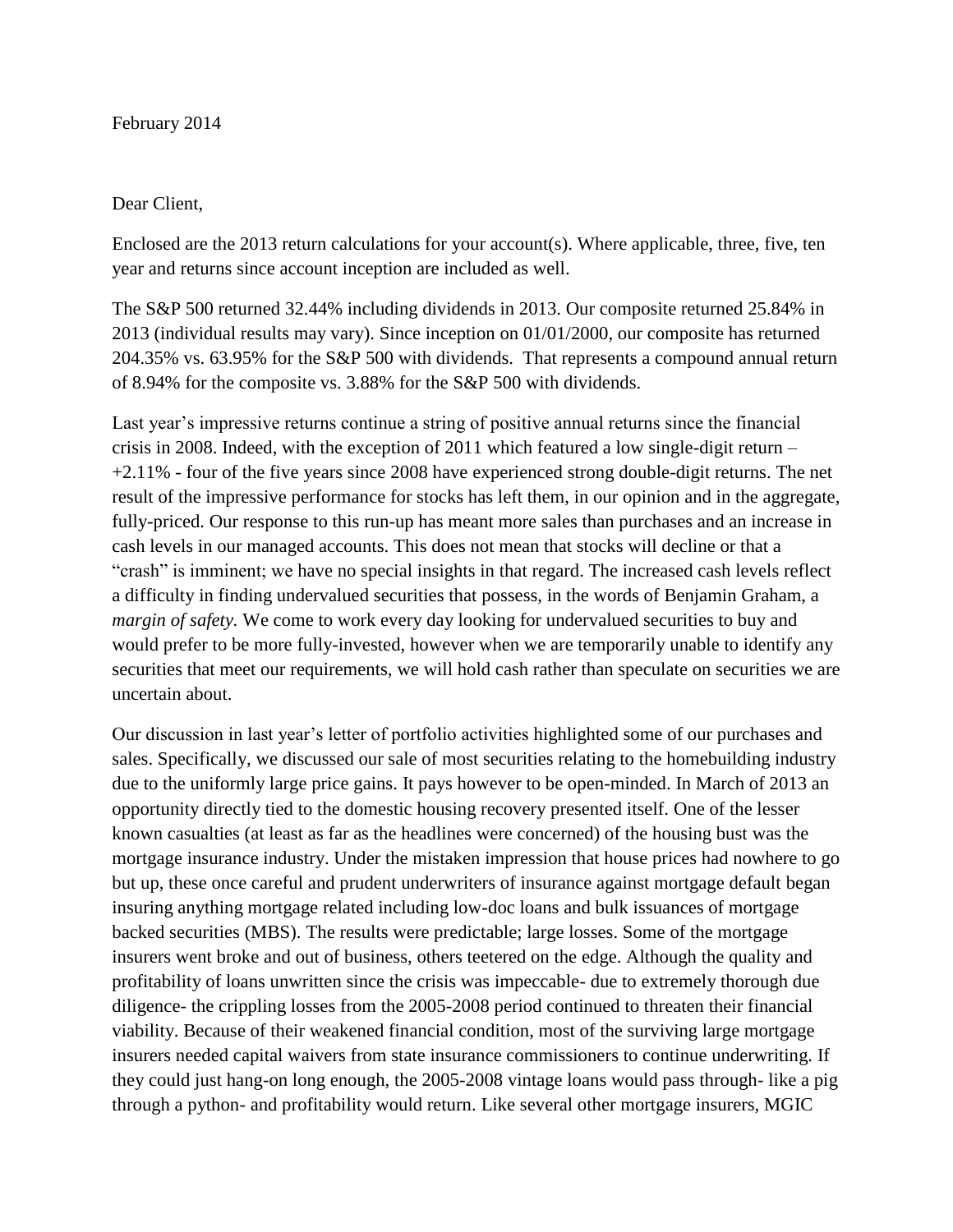February 2014

Dear Client,

Enclosed are the 2013 return calculations for your account(s). Where applicable, three, five, ten year and returns since account inception are included as well.

The S&P 500 returned 32.44% including dividends in 2013. Our composite returned 25.84% in 2013 (individual results may vary). Since inception on 01/01/2000, our composite has returned 204.35% vs. 63.95% for the S&P 500 with dividends. That represents a compound annual return of 8.94% for the composite vs. 3.88% for the S&P 500 with dividends.

Last year's impressive returns continue a string of positive annual returns since the financial crisis in 2008. Indeed, with the exception of 2011 which featured a low single-digit return – +2.11% - four of the five years since 2008 have experienced strong double-digit returns. The net result of the impressive performance for stocks has left them, in our opinion and in the aggregate, fully-priced. Our response to this run-up has meant more sales than purchases and an increase in cash levels in our managed accounts. This does not mean that stocks will decline or that a "crash" is imminent; we have no special insights in that regard. The increased cash levels reflect a difficulty in finding undervalued securities that possess, in the words of Benjamin Graham, a *margin of safety.* We come to work every day looking for undervalued securities to buy and would prefer to be more fully-invested, however when we are temporarily unable to identify any securities that meet our requirements, we will hold cash rather than speculate on securities we are uncertain about.

Our discussion in last year's letter of portfolio activities highlighted some of our purchases and sales. Specifically, we discussed our sale of most securities relating to the homebuilding industry due to the uniformly large price gains. It pays however to be open-minded. In March of 2013 an opportunity directly tied to the domestic housing recovery presented itself. One of the lesser known casualties (at least as far as the headlines were concerned) of the housing bust was the mortgage insurance industry. Under the mistaken impression that house prices had nowhere to go but up, these once careful and prudent underwriters of insurance against mortgage default began insuring anything mortgage related including low-doc loans and bulk issuances of mortgage backed securities (MBS). The results were predictable; large losses. Some of the mortgage insurers went broke and out of business, others teetered on the edge. Although the quality and profitability of loans unwritten since the crisis was impeccable- due to extremely thorough due diligence- the crippling losses from the 2005-2008 period continued to threaten their financial viability. Because of their weakened financial condition, most of the surviving large mortgage insurers needed capital waivers from state insurance commissioners to continue underwriting. If they could just hang-on long enough, the 2005-2008 vintage loans would pass through- like a pig through a python- and profitability would return. Like several other mortgage insurers, MGIC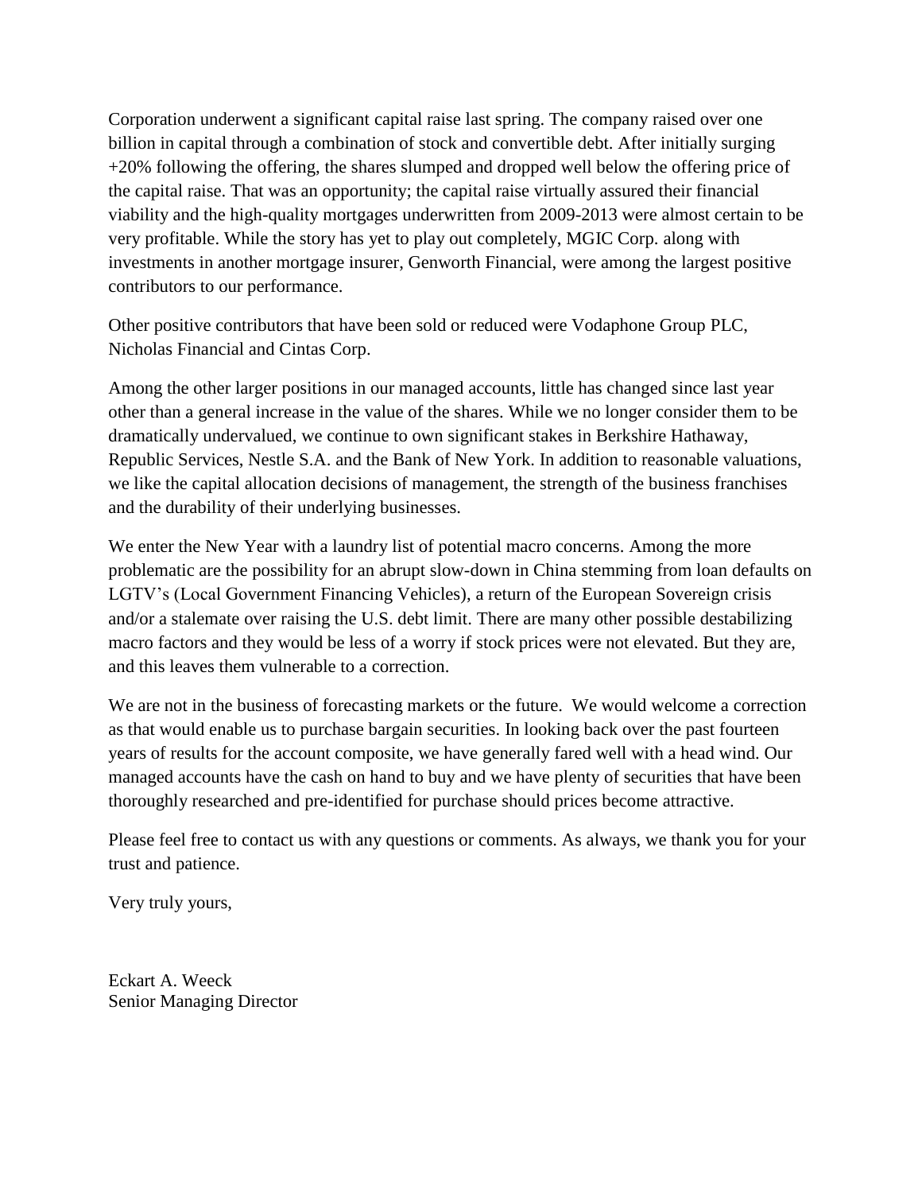Corporation underwent a significant capital raise last spring. The company raised over one billion in capital through a combination of stock and convertible debt. After initially surging +20% following the offering, the shares slumped and dropped well below the offering price of the capital raise. That was an opportunity; the capital raise virtually assured their financial viability and the high-quality mortgages underwritten from 2009-2013 were almost certain to be very profitable. While the story has yet to play out completely, MGIC Corp. along with investments in another mortgage insurer, Genworth Financial, were among the largest positive contributors to our performance.

Other positive contributors that have been sold or reduced were Vodaphone Group PLC, Nicholas Financial and Cintas Corp.

Among the other larger positions in our managed accounts, little has changed since last year other than a general increase in the value of the shares. While we no longer consider them to be dramatically undervalued, we continue to own significant stakes in Berkshire Hathaway, Republic Services, Nestle S.A. and the Bank of New York. In addition to reasonable valuations, we like the capital allocation decisions of management, the strength of the business franchises and the durability of their underlying businesses.

We enter the New Year with a laundry list of potential macro concerns. Among the more problematic are the possibility for an abrupt slow-down in China stemming from loan defaults on LGTV's (Local Government Financing Vehicles), a return of the European Sovereign crisis and/or a stalemate over raising the U.S. debt limit. There are many other possible destabilizing macro factors and they would be less of a worry if stock prices were not elevated. But they are, and this leaves them vulnerable to a correction.

We are not in the business of forecasting markets or the future. We would welcome a correction as that would enable us to purchase bargain securities. In looking back over the past fourteen years of results for the account composite, we have generally fared well with a head wind. Our managed accounts have the cash on hand to buy and we have plenty of securities that have been thoroughly researched and pre-identified for purchase should prices become attractive.

Please feel free to contact us with any questions or comments. As always, we thank you for your trust and patience.

Very truly yours,

Eckart A. Weeck
Senior Managing Director